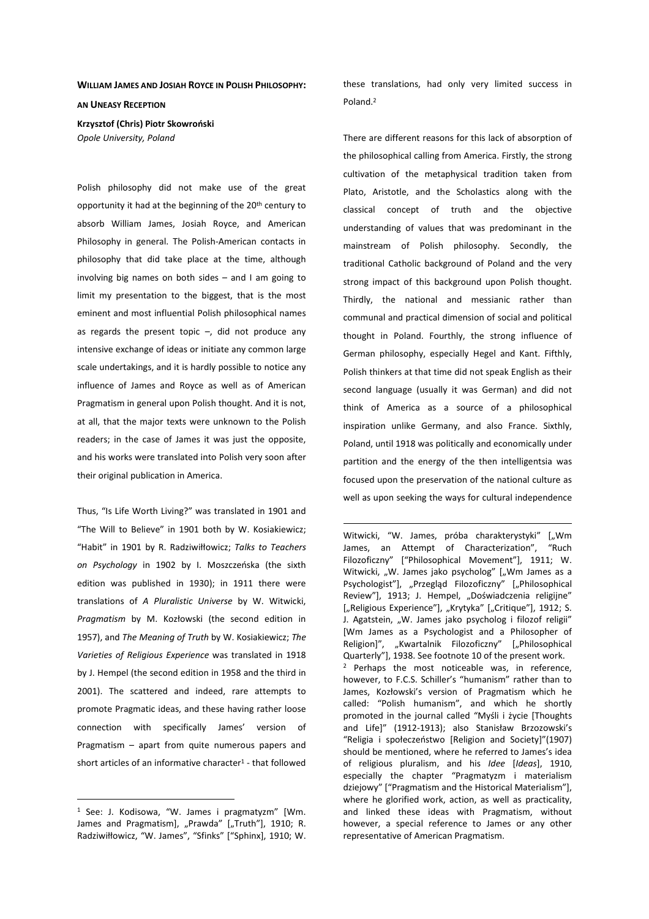**WILLIAM JAMES AND JOSIAH ROYCE IN POLISH PHILOSOPHY: AN UNEASY RECEPTION**

**Krzysztof (Chris) Piotr Skowroński**
*Opole University, Poland*

Polish philosophy did not make use of the great opportunity it had at the beginning of the 20th century to absorb William James, Josiah Royce, and American Philosophy in general. The Polish-American contacts in philosophy that did take place at the time, although involving big names on both sides – and I am going to limit my presentation to the biggest, that is the most eminent and most influential Polish philosophical names as regards the present topic –, did not produce any intensive exchange of ideas or initiate any common large scale undertakings, and it is hardly possible to notice any influence of James and Royce as well as of American Pragmatism in general upon Polish thought. And it is not, at all, that the major texts were unknown to the Polish readers; in the case of James it was just the opposite, and his works were translated into Polish very soon after their original publication in America.

Thus, "Is Life Worth Living?" was translated in 1901 and "The Will to Believe" in 1901 both by W. Kosiakiewicz; "Habit" in 1901 by R. Radziwiłłowicz; *Talks to Teachers on Psychology* in 1902 by I. Moszczeńska (the sixth edition was published in 1930); in 1911 there were translations of *A Pluralistic Universe* by W. Witwicki, *Pragmatism* by M. Kozłowski (the second edition in 1957), and *The Meaning of Truth* by W. Kosiakiewicz; *The Varieties of Religious Experience* was translated in 1918 by J. Hempel (the second edition in 1958 and the third in 2001). The scattered and indeed, rare attempts to promote Pragmatic ideas, and these having rather loose connection with specifically James' version of Pragmatism – apart from quite numerous papers and short articles of an informative character[1] - that followed these translations, had only very limited success in Poland.[2]

There are different reasons for this lack of absorption of the philosophical calling from America. Firstly, the strong cultivation of the metaphysical tradition taken from Plato, Aristotle, and the Scholastics along with the classical concept of truth and the objective understanding of values that was predominant in the mainstream of Polish philosophy. Secondly, the traditional Catholic background of Poland and the very strong impact of this background upon Polish thought. Thirdly, the national and messianic rather than communal and practical dimension of social and political thought in Poland. Fourthly, the strong influence of German philosophy, especially Hegel and Kant. Fifthly, Polish thinkers at that time did not speak English as their second language (usually it was German) and did not think of America as a source of a philosophical inspiration unlike Germany, and also France. Sixthly, Poland, until 1918 was politically and economically under partition and the energy of the then intelligentsia was focused upon the preservation of the national culture as well as upon seeking the ways for cultural independence

---

[1] See: J. Kodisowa, "W. James i pragmatyzm" [Wm. James and Pragmatism], „Prawda" [„Truth"], 1910; R. Radziwiłłowicz, "W. James", "Sfinks" ["Sphinx], 1910; W. Witwicki, "W. James, próba charakterystyki" [„Wm James, an Attempt of Characterization", "Ruch Filozoficzny" ["Philosophical Movement"], 1911; W. Witwicki, „W. James jako psycholog" [„Wm James as a Psychologist"], „Przegląd Filozoficzny" [„Philosophical Review"], 1913; J. Hempel, „Doświadczenia religijne" [„Religious Experience"], „Krytyka" [„Critique"], 1912; S. J. Agatstein, „W. James jako psycholog i filozof religii" [Wm James as a Psychologist and a Philosopher of Religion]", „Kwartalnik Filozoficzny" [„Philosophical Quarterly"], 1938. See footnote 10 of the present work.

[2] Perhaps the most noticeable was, in reference, however, to F.C.S. Schiller's "humanism" rather than to James, Kozłowski's version of Pragmatism which he called: "Polish humanism", and which he shortly promoted in the journal called "Myśli i życie [Thoughts and Life]" (1912-1913); also Stanisław Brzozowski's "Religia i społeczeństwo [Religion and Society]"(1907) should be mentioned, where he referred to James's idea of religious pluralism, and his *Idee* [*Ideas*], 1910, especially the chapter "Pragmatyzm i materialism dziejowy" ["Pragmatism and the Historical Materialism"], where he glorified work, action, as well as practicality, and linked these ideas with Pragmatism, without however, a special reference to James or any other representative of American Pragmatism.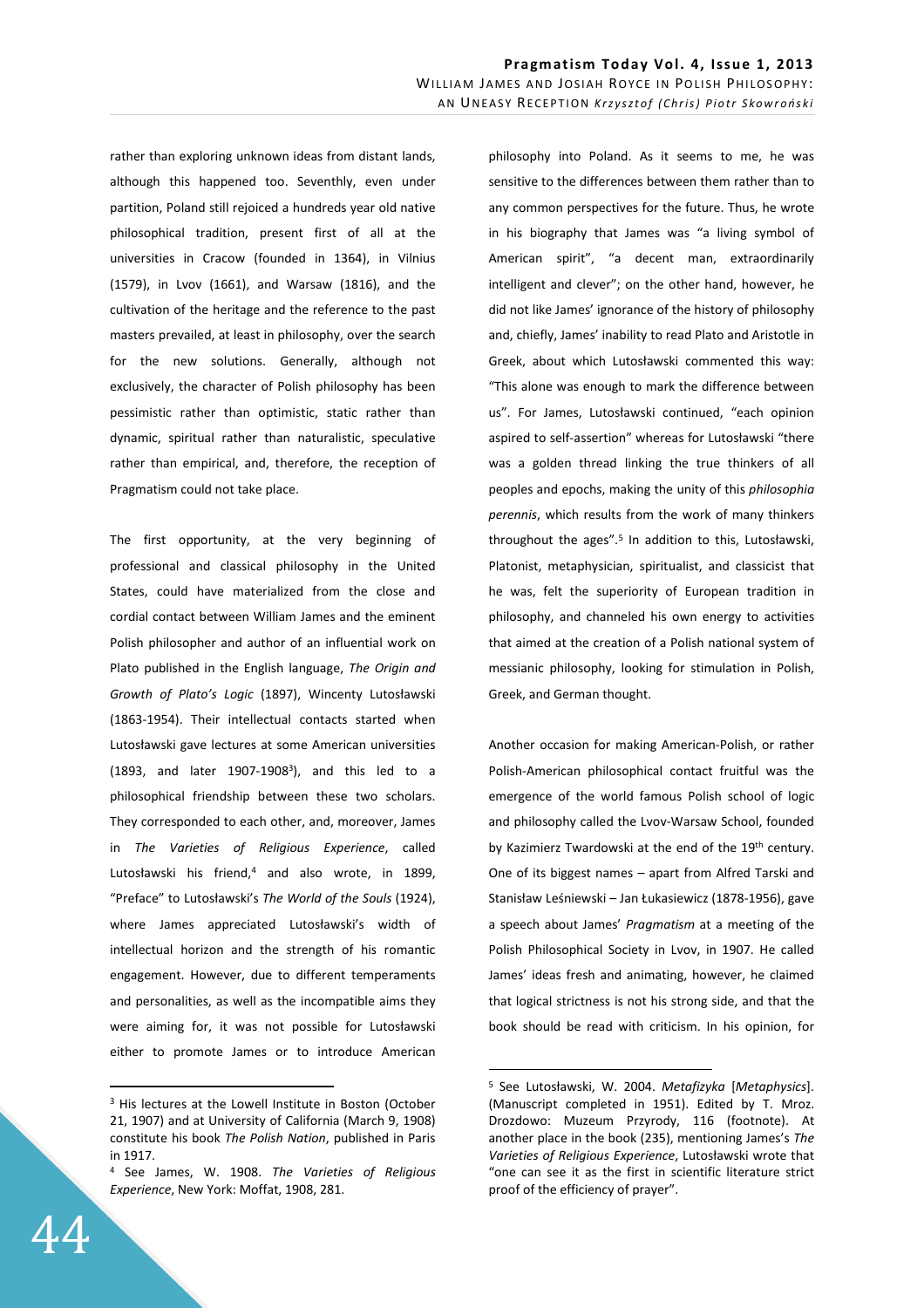rather than exploring unknown ideas from distant lands, although this happened too. Seventhly, even under partition, Poland still rejoiced a hundreds year old native philosophical tradition, present first of all at the universities in Cracow (founded in 1364), in Vilnius (1579), in Lvov (1661), and Warsaw (1816), and the cultivation of the heritage and the reference to the past masters prevailed, at least in philosophy, over the search for the new solutions. Generally, although not exclusively, the character of Polish philosophy has been pessimistic rather than optimistic, static rather than dynamic, spiritual rather than naturalistic, speculative rather than empirical, and, therefore, the reception of Pragmatism could not take place.

The first opportunity, at the very beginning of professional and classical philosophy in the United States, could have materialized from the close and cordial contact between William James and the eminent Polish philosopher and author of an influential work on Plato published in the English language, *The Origin and Growth of Plato's Logic* (1897), Wincenty Lutosławski (1863-1954). Their intellectual contacts started when Lutosławski gave lectures at some American universities (1893, and later 1907-1908[3]), and this led to a philosophical friendship between these two scholars. They corresponded to each other, and, moreover, James in *The Varieties of Religious Experience*, called Lutosławski his friend,[4] and also wrote, in 1899, "Preface" to Lutosławski's *The World of the Souls* (1924), where James appreciated Lutosławski's width of intellectual horizon and the strength of his romantic engagement. However, due to different temperaments and personalities, as well as the incompatible aims they were aiming for, it was not possible for Lutosławski either to promote James or to introduce American philosophy into Poland. As it seems to me, he was sensitive to the differences between them rather than to any common perspectives for the future. Thus, he wrote in his biography that James was "a living symbol of American spirit", "a decent man, extraordinarily intelligent and clever"; on the other hand, however, he did not like James' ignorance of the history of philosophy and, chiefly, James' inability to read Plato and Aristotle in Greek, about which Lutosławski commented this way: "This alone was enough to mark the difference between us". For James, Lutosławski continued, "each opinion aspired to self-assertion" whereas for Lutosławski "there was a golden thread linking the true thinkers of all peoples and epochs, making the unity of this *philosophia perennis*, which results from the work of many thinkers throughout the ages".[5] In addition to this, Lutosławski, Platonist, metaphysician, spiritualist, and classicist that he was, felt the superiority of European tradition in philosophy, and channeled his own energy to activities that aimed at the creation of a Polish national system of messianic philosophy, looking for stimulation in Polish, Greek, and German thought.

Another occasion for making American-Polish, or rather Polish-American philosophical contact fruitful was the emergence of the world famous Polish school of logic and philosophy called the Lvov-Warsaw School, founded by Kazimierz Twardowski at the end of the 19th century. One of its biggest names – apart from Alfred Tarski and Stanisław Leśniewski – Jan Łukasiewicz (1878-1956), gave a speech about James' *Pragmatism* at a meeting of the Polish Philosophical Society in Lvov, in 1907. He called James' ideas fresh and animating, however, he claimed that logical strictness is not his strong side, and that the book should be read with criticism. In his opinion, for

---

[3] His lectures at the Lowell Institute in Boston (October 21, 1907) and at University of California (March 9, 1908) constitute his book *The Polish Nation*, published in Paris in 1917.

[4] See James, W. 1908. *The Varieties of Religious Experience*, New York: Moffat, 1908, 281.

[5] See Lutosławski, W. 2004. *Metafizyka* [*Metaphysics*]. (Manuscript completed in 1951). Edited by T. Mroz. Drozdowo: Muzeum Przyrody, 116 (footnote). At another place in the book (235), mentioning James's *The Varieties of Religious Experience*, Lutosławski wrote that "one can see it as the first in scientific literature strict proof of the efficiency of prayer".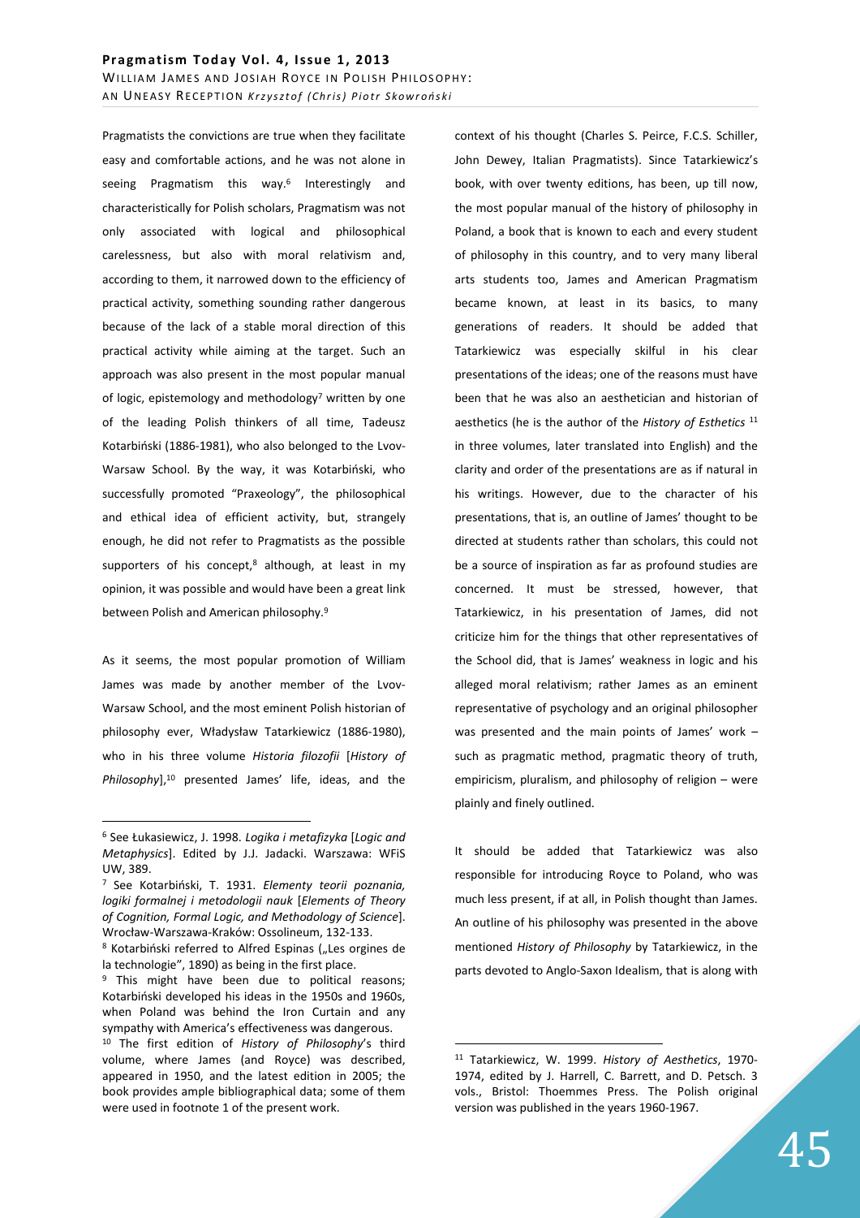Pragmatists the convictions are true when they facilitate easy and comfortable actions, and he was not alone in seeing Pragmatism this way.[6] Interestingly and characteristically for Polish scholars, Pragmatism was not only associated with logical and philosophical carelessness, but also with moral relativism and, according to them, it narrowed down to the efficiency of practical activity, something sounding rather dangerous because of the lack of a stable moral direction of this practical activity while aiming at the target. Such an approach was also present in the most popular manual of logic, epistemology and methodology[7] written by one of the leading Polish thinkers of all time, Tadeusz Kotarbiński (1886-1981), who also belonged to the Lvov-Warsaw School. By the way, it was Kotarbiński, who successfully promoted "Praxeology", the philosophical and ethical idea of efficient activity, but, strangely enough, he did not refer to Pragmatists as the possible supporters of his concept,[8] although, at least in my opinion, it was possible and would have been a great link between Polish and American philosophy.[9]

As it seems, the most popular promotion of William James was made by another member of the Lvov-Warsaw School, and the most eminent Polish historian of philosophy ever, Władysław Tatarkiewicz (1886-1980), who in his three volume *Historia filozofii* [*History of Philosophy*],[10] presented James' life, ideas, and the context of his thought (Charles S. Peirce, F.C.S. Schiller, John Dewey, Italian Pragmatists). Since Tatarkiewicz's book, with over twenty editions, has been, up till now, the most popular manual of the history of philosophy in Poland, a book that is known to each and every student of philosophy in this country, and to very many liberal arts students too, James and American Pragmatism became known, at least in its basics, to many generations of readers. It should be added that Tatarkiewicz was especially skilful in his clear presentations of the ideas; one of the reasons must have been that he was also an aesthetician and historian of aesthetics (he is the author of the *History of Esthetics* [11] in three volumes, later translated into English) and the clarity and order of the presentations are as if natural in his writings. However, due to the character of his presentations, that is, an outline of James' thought to be directed at students rather than scholars, this could not be a source of inspiration as far as profound studies are concerned. It must be stressed, however, that Tatarkiewicz, in his presentation of James, did not criticize him for the things that other representatives of the School did, that is James' weakness in logic and his alleged moral relativism; rather James as an eminent representative of psychology and an original philosopher was presented and the main points of James' work – such as pragmatic method, pragmatic theory of truth, empiricism, pluralism, and philosophy of religion – were plainly and finely outlined.

It should be added that Tatarkiewicz was also responsible for introducing Royce to Poland, who was much less present, if at all, in Polish thought than James. An outline of his philosophy was presented in the above mentioned *History of Philosophy* by Tatarkiewicz, in the parts devoted to Anglo-Saxon Idealism, that is along with

---

[6] See Łukasiewicz, J. 1998. *Logika i metafizyka* [*Logic and Metaphysics*]. Edited by J.J. Jadacki. Warszawa: WFiS UW, 389.

[7] See Kotarbiński, T. 1931. *Elementy teorii poznania, logiki formalnej i metodologii nauk* [*Elements of Theory of Cognition, Formal Logic, and Methodology of Science*]. Wrocław-Warszawa-Kraków: Ossolineum, 132-133.

[8] Kotarbiński referred to Alfred Espinas („Les orgines de la technologie", 1890) as being in the first place.

[9] This might have been due to political reasons; Kotarbiński developed his ideas in the 1950s and 1960s, when Poland was behind the Iron Curtain and any sympathy with America's effectiveness was dangerous.

[10] The first edition of *History of Philosophy*'s third volume, where James (and Royce) was described, appeared in 1950, and the latest edition in 2005; the book provides ample bibliographical data; some of them were used in footnote 1 of the present work.

[11] Tatarkiewicz, W. 1999. *History of Aesthetics*, 1970-1974, edited by J. Harrell, C. Barrett, and D. Petsch. 3 vols., Bristol: Thoemmes Press. The Polish original version was published in the years 1960-1967.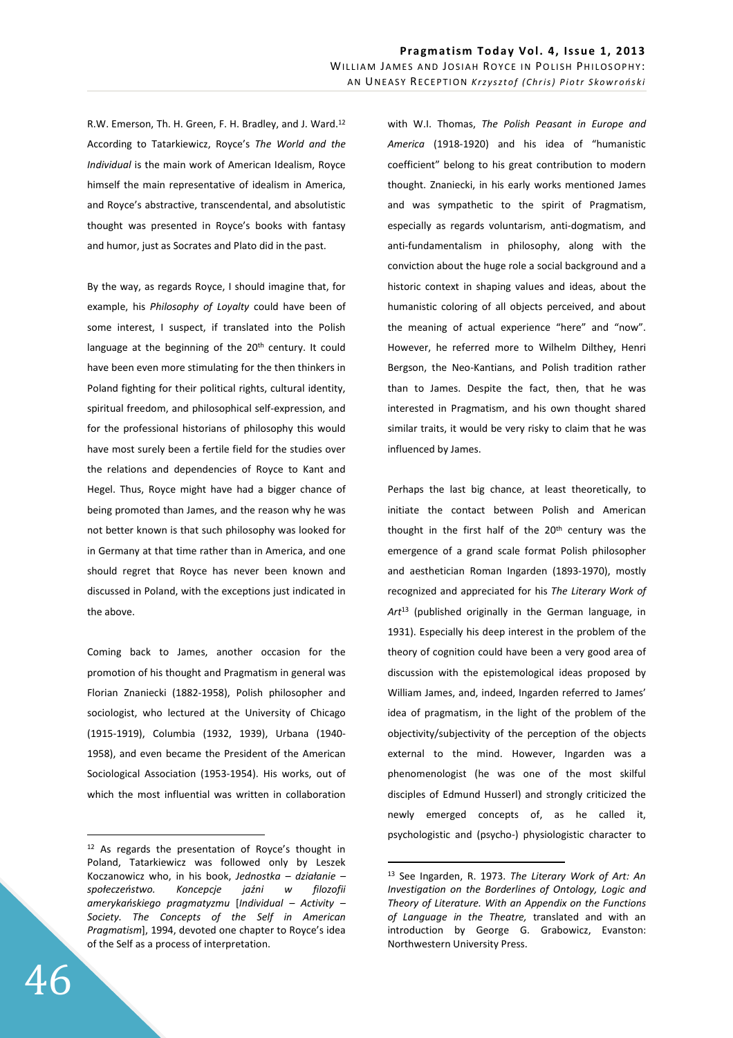R.W. Emerson, Th. H. Green, F. H. Bradley, and J. Ward.[12] According to Tatarkiewicz, Royce's *The World and the Individual* is the main work of American Idealism, Royce himself the main representative of idealism in America, and Royce's abstractive, transcendental, and absolutistic thought was presented in Royce's books with fantasy and humor, just as Socrates and Plato did in the past.

By the way, as regards Royce, I should imagine that, for example, his *Philosophy of Loyalty* could have been of some interest, I suspect, if translated into the Polish language at the beginning of the 20th century. It could have been even more stimulating for the then thinkers in Poland fighting for their political rights, cultural identity, spiritual freedom, and philosophical self-expression, and for the professional historians of philosophy this would have most surely been a fertile field for the studies over the relations and dependencies of Royce to Kant and Hegel. Thus, Royce might have had a bigger chance of being promoted than James, and the reason why he was not better known is that such philosophy was looked for in Germany at that time rather than in America, and one should regret that Royce has never been known and discussed in Poland, with the exceptions just indicated in the above.

Coming back to James, another occasion for the promotion of his thought and Pragmatism in general was Florian Znaniecki (1882-1958), Polish philosopher and sociologist, who lectured at the University of Chicago (1915-1919), Columbia (1932, 1939), Urbana (1940-1958), and even became the President of the American Sociological Association (1953-1954). His works, out of which the most influential was written in collaboration with W.I. Thomas, *The Polish Peasant in Europe and America* (1918-1920) and his idea of "humanistic coefficient" belong to his great contribution to modern thought. Znaniecki, in his early works mentioned James and was sympathetic to the spirit of Pragmatism, especially as regards voluntarism, anti-dogmatism, and anti-fundamentalism in philosophy, along with the conviction about the huge role a social background and a historic context in shaping values and ideas, about the humanistic coloring of all objects perceived, and about the meaning of actual experience "here" and "now". However, he referred more to Wilhelm Dilthey, Henri Bergson, the Neo-Kantians, and Polish tradition rather than to James. Despite the fact, then, that he was interested in Pragmatism, and his own thought shared similar traits, it would be very risky to claim that he was influenced by James.

Perhaps the last big chance, at least theoretically, to initiate the contact between Polish and American thought in the first half of the 20th century was the emergence of a grand scale format Polish philosopher and aesthetician Roman Ingarden (1893-1970), mostly recognized and appreciated for his *The Literary Work of Art*[13] (published originally in the German language, in 1931). Especially his deep interest in the problem of the theory of cognition could have been a very good area of discussion with the epistemological ideas proposed by William James, and, indeed, Ingarden referred to James' idea of pragmatism, in the light of the problem of the objectivity/subjectivity of the perception of the objects external to the mind. However, Ingarden was a phenomenologist (he was one of the most skilful disciples of Edmund Husserl) and strongly criticized the newly emerged concepts of, as he called it, psychologistic and (psycho-) physiologistic character to

---

[12] As regards the presentation of Royce's thought in Poland, Tatarkiewicz was followed only by Leszek Koczanowicz who, in his book, *Jednostka – działanie – społeczeństwo. Koncepcje jaźni w filozofii amerykańskiego pragmatyzmu* [*Individual – Activity – Society. The Concepts of the Self in American Pragmatism*], 1994, devoted one chapter to Royce's idea of the Self as a process of interpretation.

[13] See Ingarden, R. 1973. *The Literary Work of Art: An Investigation on the Borderlines of Ontology, Logic and Theory of Literature. With an Appendix on the Functions of Language in the Theatre,* translated and with an introduction by George G. Grabowicz, Evanston: Northwestern University Press.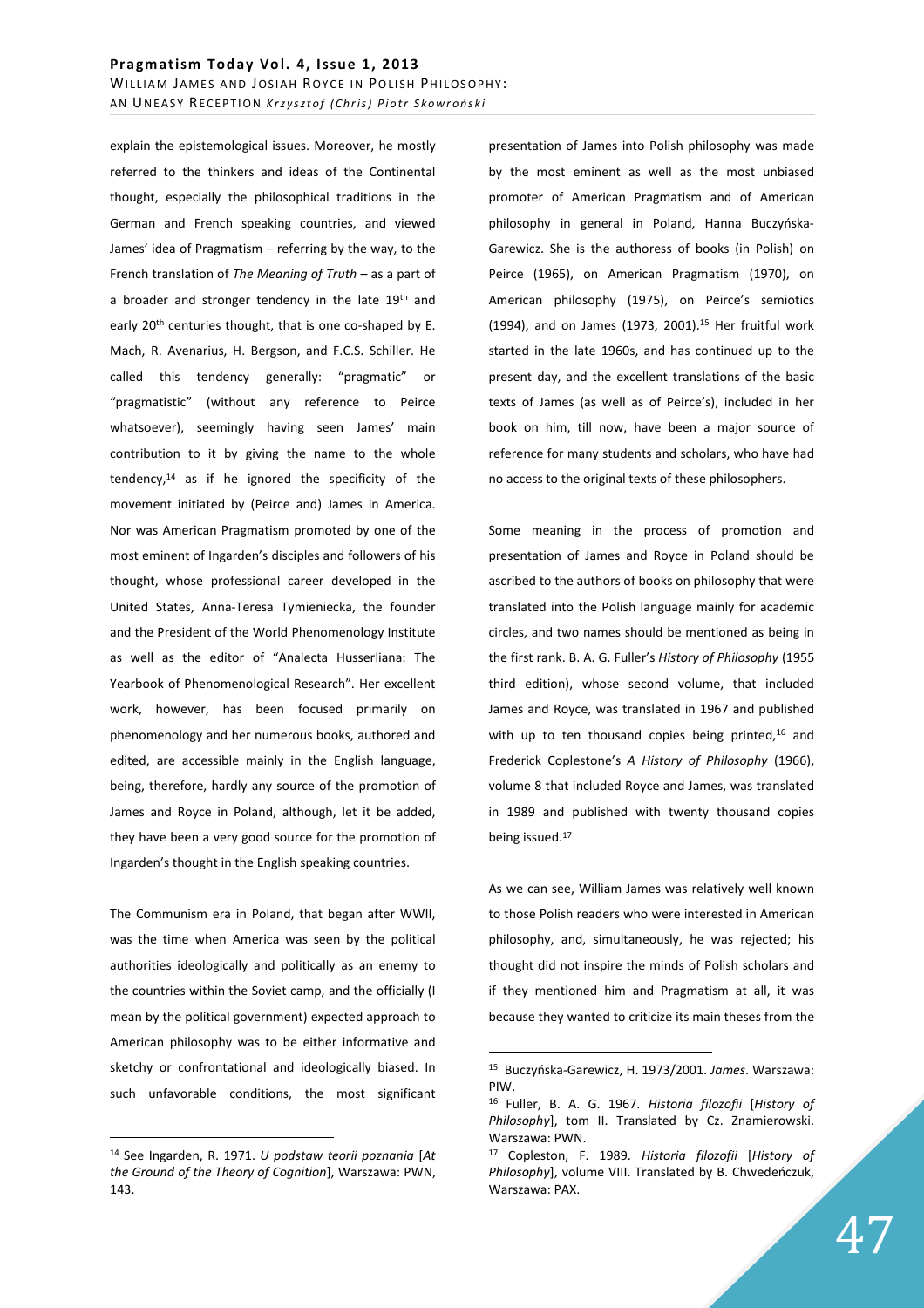explain the epistemological issues. Moreover, he mostly referred to the thinkers and ideas of the Continental thought, especially the philosophical traditions in the German and French speaking countries, and viewed James' idea of Pragmatism – referring by the way, to the French translation of *The Meaning of Truth* – as a part of a broader and stronger tendency in the late 19th and early 20th centuries thought, that is one co-shaped by E. Mach, R. Avenarius, H. Bergson, and F.C.S. Schiller. He called this tendency generally: "pragmatic" or "pragmatistic" (without any reference to Peirce whatsoever), seemingly having seen James' main contribution to it by giving the name to the whole tendency,[14] as if he ignored the specificity of the movement initiated by (Peirce and) James in America. Nor was American Pragmatism promoted by one of the most eminent of Ingarden's disciples and followers of his thought, whose professional career developed in the United States, Anna-Teresa Tymieniecka, the founder and the President of the World Phenomenology Institute as well as the editor of "Analecta Husserliana: The Yearbook of Phenomenological Research". Her excellent work, however, has been focused primarily on phenomenology and her numerous books, authored and edited, are accessible mainly in the English language, being, therefore, hardly any source of the promotion of James and Royce in Poland, although, let it be added, they have been a very good source for the promotion of Ingarden's thought in the English speaking countries.

The Communism era in Poland, that began after WWII, was the time when America was seen by the political authorities ideologically and politically as an enemy to the countries within the Soviet camp, and the officially (I mean by the political government) expected approach to American philosophy was to be either informative and sketchy or confrontational and ideologically biased. In such unfavorable conditions, the most significant presentation of James into Polish philosophy was made by the most eminent as well as the most unbiased promoter of American Pragmatism and of American philosophy in general in Poland, Hanna Buczyńska-Garewicz. She is the authoress of books (in Polish) on Peirce (1965), on American Pragmatism (1970), on American philosophy (1975), on Peirce's semiotics (1994), and on James (1973, 2001).[15] Her fruitful work started in the late 1960s, and has continued up to the present day, and the excellent translations of the basic texts of James (as well as of Peirce's), included in her book on him, till now, have been a major source of reference for many students and scholars, who have had no access to the original texts of these philosophers.

Some meaning in the process of promotion and presentation of James and Royce in Poland should be ascribed to the authors of books on philosophy that were translated into the Polish language mainly for academic circles, and two names should be mentioned as being in the first rank. B. A. G. Fuller's *History of Philosophy* (1955 third edition), whose second volume, that included James and Royce, was translated in 1967 and published with up to ten thousand copies being printed,[16] and Frederick Coplestone's *A History of Philosophy* (1966), volume 8 that included Royce and James, was translated in 1989 and published with twenty thousand copies being issued.[17]

As we can see, William James was relatively well known to those Polish readers who were interested in American philosophy, and, simultaneously, he was rejected; his thought did not inspire the minds of Polish scholars and if they mentioned him and Pragmatism at all, it was because they wanted to criticize its main theses from the

---

[14] See Ingarden, R. 1971. *U podstaw teorii poznania* [*At the Ground of the Theory of Cognition*], Warszawa: PWN, 143.

[15] Buczyńska-Garewicz, H. 1973/2001. *James*. Warszawa: PIW.

[16] Fuller, B. A. G. 1967. *Historia filozofii* [*History of Philosophy*], tom II. Translated by Cz. Znamierowski. Warszawa: PWN.

[17] Copleston, F. 1989. *Historia filozofii* [*History of Philosophy*], volume VIII. Translated by B. Chwedeńczuk, Warszawa: PAX.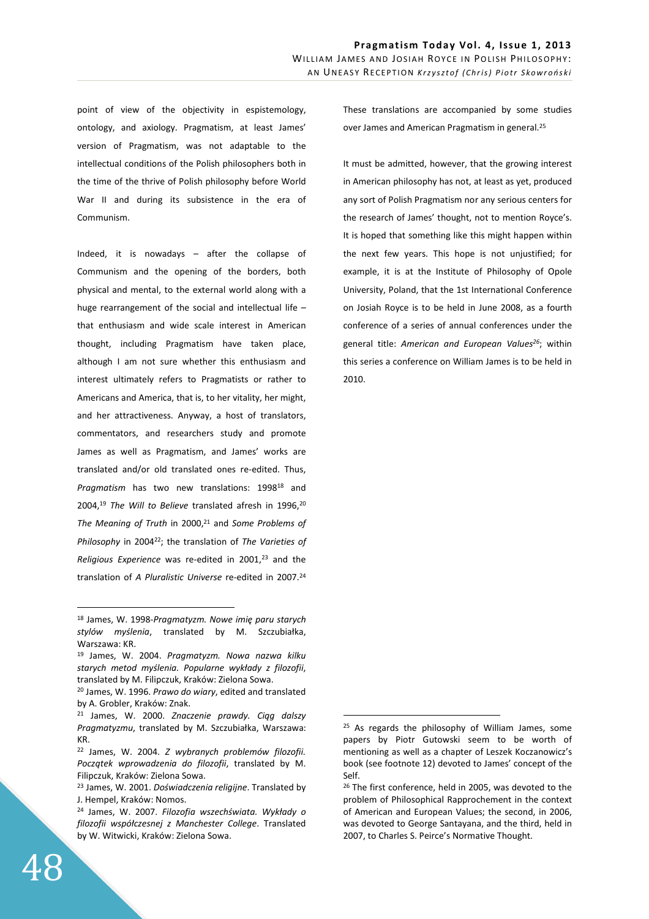point of view of the objectivity in espistemology, ontology, and axiology. Pragmatism, at least James' version of Pragmatism, was not adaptable to the intellectual conditions of the Polish philosophers both in the time of the thrive of Polish philosophy before World War II and during its subsistence in the era of Communism.

Indeed, it is nowadays – after the collapse of Communism and the opening of the borders, both physical and mental, to the external world along with a huge rearrangement of the social and intellectual life – that enthusiasm and wide scale interest in American thought, including Pragmatism have taken place, although I am not sure whether this enthusiasm and interest ultimately refers to Pragmatists or rather to Americans and America, that is, to her vitality, her might, and her attractiveness. Anyway, a host of translators, commentators, and researchers study and promote James as well as Pragmatism, and James' works are translated and/or old translated ones re-edited. Thus, *Pragmatism* has two new translations: 1998[18] and 2004,[19] *The Will to Believe* translated afresh in 1996,[20] *The Meaning of Truth* in 2000,[21] and *Some Problems of Philosophy* in 2004[22]; the translation of *The Varieties of Religious Experience* was re-edited in 2001,[23] and the translation of *A Pluralistic Universe* re-edited in 2007.[24] These translations are accompanied by some studies over James and American Pragmatism in general.[25]

It must be admitted, however, that the growing interest in American philosophy has not, at least as yet, produced any sort of Polish Pragmatism nor any serious centers for the research of James' thought, not to mention Royce's. It is hoped that something like this might happen within the next few years. This hope is not unjustified; for example, it is at the Institute of Philosophy of Opole University, Poland, that the 1st International Conference on Josiah Royce is to be held in June 2008, as a fourth conference of a series of annual conferences under the general title: *American and European Values*[26]; within this series a conference on William James is to be held in 2010.

---

[18] James, W. 1998-*Pragmatyzm. Nowe imię paru starych stylów myślenia*, translated by M. Szczubiałka, Warszawa: KR.

[19] James, W. 2004. *Pragmatyzm. Nowa nazwa kilku starych metod myślenia. Popularne wykłady z filozofii*, translated by M. Filipczuk, Kraków: Zielona Sowa.

[20] James, W. 1996. *Prawo do wiary*, edited and translated by A. Grobler, Kraków: Znak.

[21] James, W. 2000. *Znaczenie prawdy. Ciąg dalszy Pragmatyzmu*, translated by M. Szczubiałka, Warszawa: KR.

[22] James, W. 2004. *Z wybranych problemów filozofii. Początek wprowadzenia do filozofii*, translated by M. Filipczuk, Kraków: Zielona Sowa.

[23] James, W. 2001. *Doświadczenia religijne*. Translated by J. Hempel, Kraków: Nomos.

[24] James, W. 2007. *Filozofia wszechświata. Wykłady o filozofii współczesnej z Manchester College*. Translated by W. Witwicki, Kraków: Zielona Sowa.

[25] As regards the philosophy of William James, some papers by Piotr Gutowski seem to be worth of mentioning as well as a chapter of Leszek Koczanowicz's book (see footnote 12) devoted to James' concept of the Self.

[26] The first conference, held in 2005, was devoted to the problem of Philosophical Rapprochement in the context of American and European Values; the second, in 2006, was devoted to George Santayana, and the third, held in 2007, to Charles S. Peirce's Normative Thought.